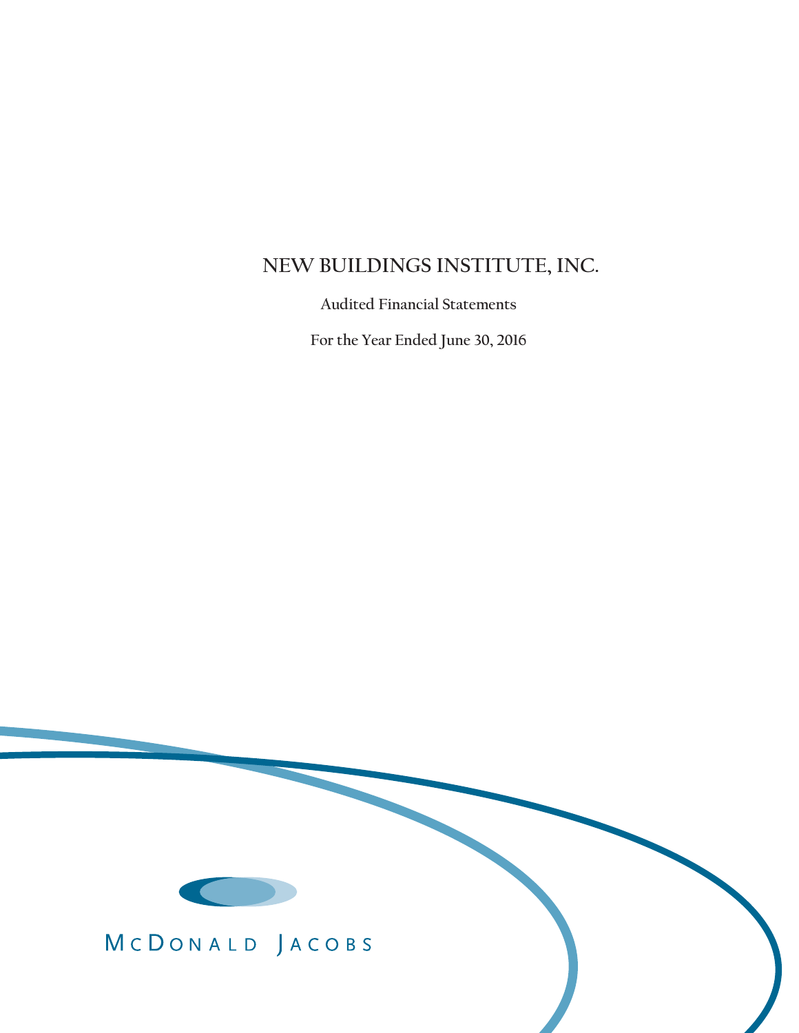# NEW BUILDINGS INSTITUTE, INC.

Audited Financial Statements

For the Year Ended June 30, 2016

McDONALD JACOBS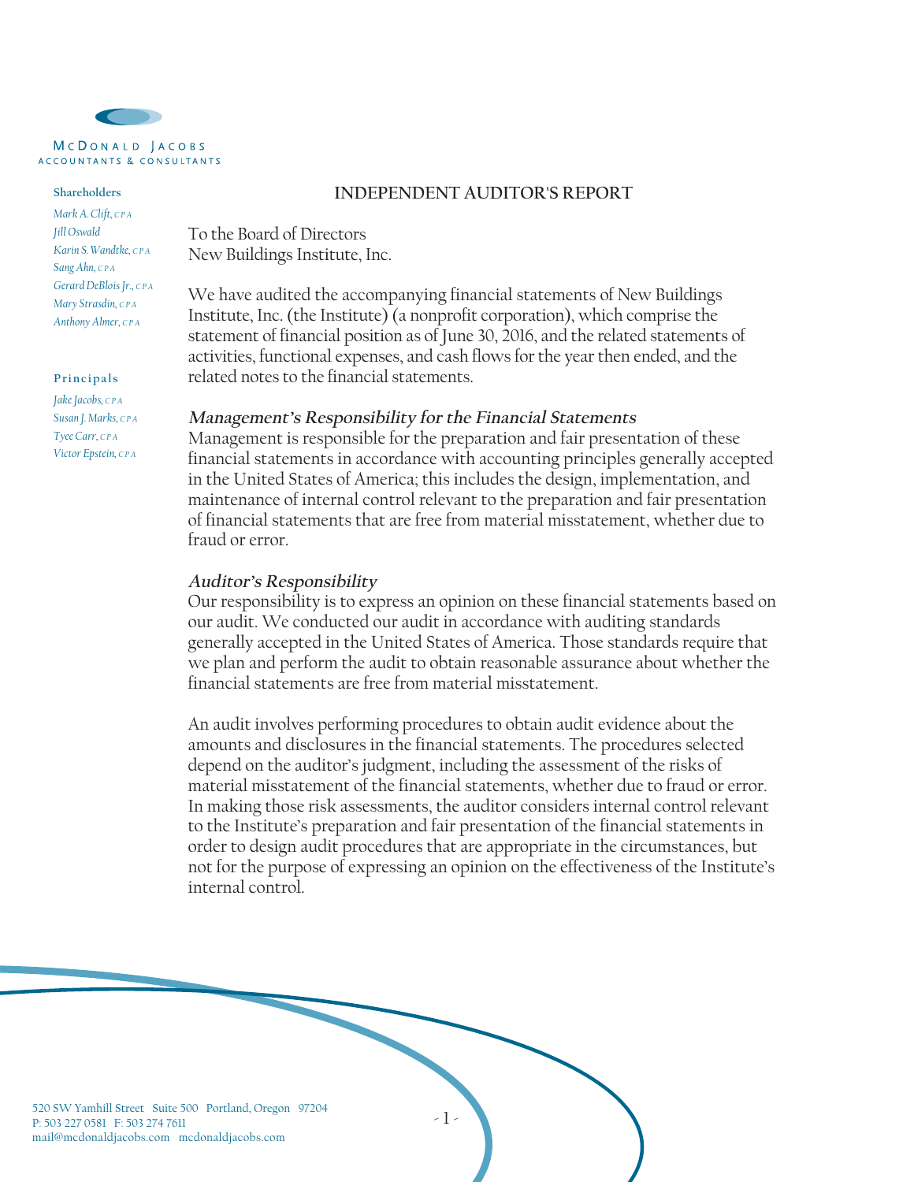McDONALD JACOBS
ACCOUNTANTS & CONSULTANTS

**Shareholders**

*Mark A. Clift, CPA*
*Jill Oswald*
*Karin S. Wandtke, CPA*
*Sang Ahn, CPA*
*Gerard DeBlois Jr., CPA*
*Mary Strasdin, CPA*
*Anthony Almer, CPA*

**Principals**

*Jake Jacobs, CPA*
*Susan J. Marks, CPA*
*Tyce Carr, CPA*
*Victor Epstein, CPA*

# INDEPENDENT AUDITOR'S REPORT

To the Board of Directors
New Buildings Institute, Inc.

We have audited the accompanying financial statements of New Buildings Institute, Inc. (the Institute) (a nonprofit corporation), which comprise the statement of financial position as of June 30, 2016, and the related statements of activities, functional expenses, and cash flows for the year then ended, and the related notes to the financial statements.

***Management's Responsibility for the Financial Statements***

Management is responsible for the preparation and fair presentation of these financial statements in accordance with accounting principles generally accepted in the United States of America; this includes the design, implementation, and maintenance of internal control relevant to the preparation and fair presentation of financial statements that are free from material misstatement, whether due to fraud or error.

***Auditor's Responsibility***

Our responsibility is to express an opinion on these financial statements based on our audit. We conducted our audit in accordance with auditing standards generally accepted in the United States of America. Those standards require that we plan and perform the audit to obtain reasonable assurance about whether the financial statements are free from material misstatement.

An audit involves performing procedures to obtain audit evidence about the amounts and disclosures in the financial statements. The procedures selected depend on the auditor's judgment, including the assessment of the risks of material misstatement of the financial statements, whether due to fraud or error. In making those risk assessments, the auditor considers internal control relevant to the Institute's preparation and fair presentation of the financial statements in order to design audit procedures that are appropriate in the circumstances, but not for the purpose of expressing an opinion on the effectiveness of the Institute's internal control.

520 SW Yamhill Street Suite 500 Portland, Oregon 97204
P: 503 227 0581 F: 503 274 7611
mail@mcdonaldjacobs.com mcdonaldjacobs.com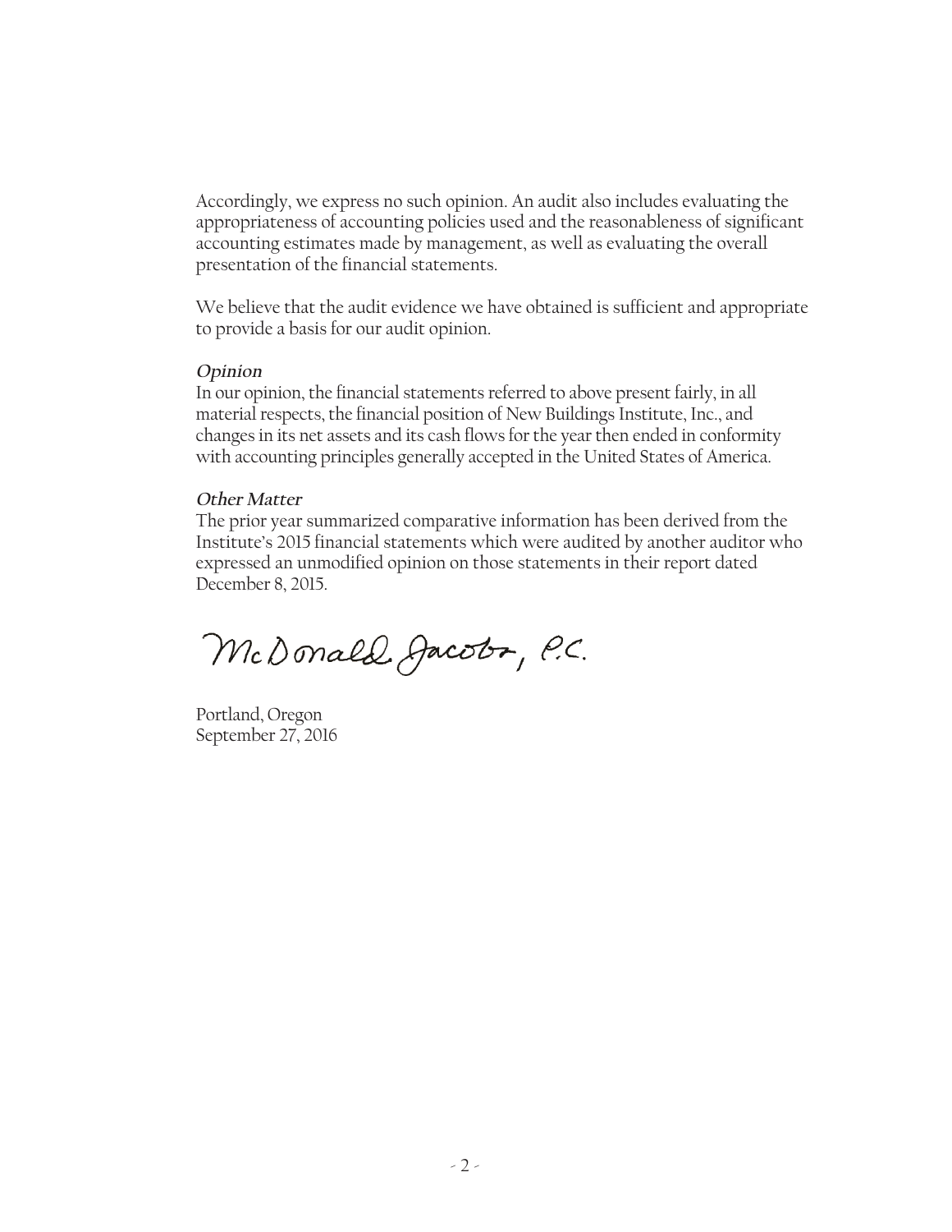Accordingly, we express no such opinion. An audit also includes evaluating the appropriateness of accounting policies used and the reasonableness of significant accounting estimates made by management, as well as evaluating the overall presentation of the financial statements.

We believe that the audit evidence we have obtained is sufficient and appropriate to provide a basis for our audit opinion.

***Opinion***

In our opinion, the financial statements referred to above present fairly, in all material respects, the financial position of New Buildings Institute, Inc., and changes in its net assets and its cash flows for the year then ended in conformity with accounting principles generally accepted in the United States of America.

***Other Matter***

The prior year summarized comparative information has been derived from the Institute's 2015 financial statements which were audited by another auditor who expressed an unmodified opinion on those statements in their report dated December 8, 2015.

McDonald Jacobs, P.C.

Portland, Oregon
September 27, 2016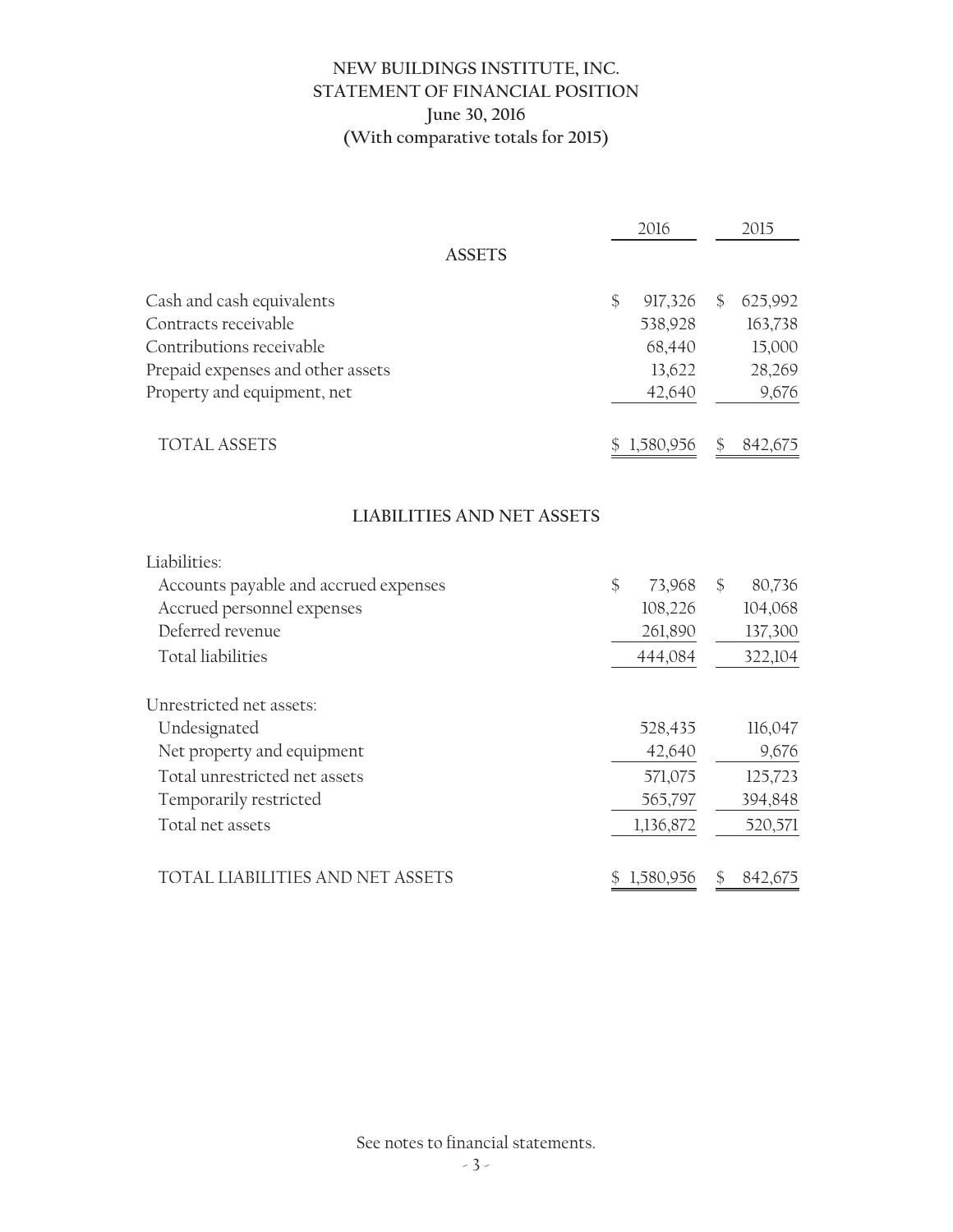# NEW BUILDINGS INSTITUTE, INC.
## STATEMENT OF FINANCIAL POSITION
### June 30, 2016
### (With comparative totals for 2015)

| | 2016 | 2015 |
|---|---|---|
| **ASSETS** | | |
| Cash and cash equivalents | $ 917,326 | $ 625,992 |
| Contracts receivable | 538,928 | 163,738 |
| Contributions receivable | 68,440 | 15,000 |
| Prepaid expenses and other assets | 13,622 | 28,269 |
| Property and equipment, net | 42,640 | 9,676 |
| TOTAL ASSETS | $ 1,580,956 | $ 842,675 |
| **LIABILITIES AND NET ASSETS** | | |
| Liabilities: | | |
| Accounts payable and accrued expenses | $ 73,968 | $ 80,736 |
| Accrued personnel expenses | 108,226 | 104,068 |
| Deferred revenue | 261,890 | 137,300 |
| Total liabilities | 444,084 | 322,104 |
| Unrestricted net assets: | | |
| Undesignated | 528,435 | 116,047 |
| Net property and equipment | 42,640 | 9,676 |
| Total unrestricted net assets | 571,075 | 125,723 |
| Temporarily restricted | 565,797 | 394,848 |
| Total net assets | 1,136,872 | 520,571 |
| TOTAL LIABILITIES AND NET ASSETS | $ 1,580,956 | $ 842,675 |

See notes to financial statements.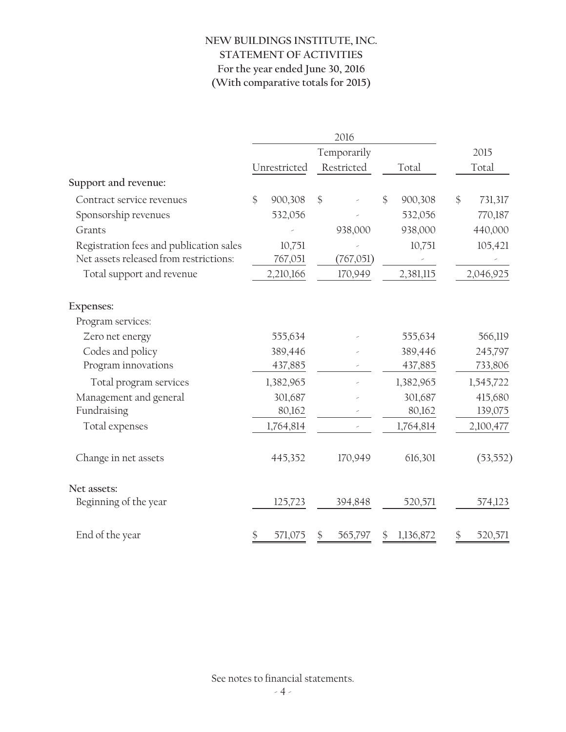# NEW BUILDINGS INSTITUTE, INC.
## STATEMENT OF ACTIVITIES
### For the year ended June 30, 2016
### (With comparative totals for 2015)

| | 2016 | | | 2015 |
|---|---|---|---|---|
| | Unrestricted | Temporarily Restricted | Total | Total |
| **Support and revenue:** | | | | |
| Contract service revenues | $ 900,308 | $ - | $ 900,308 | $ 731,317 |
| Sponsorship revenues | 532,056 | - | 532,056 | 770,187 |
| Grants | - | 938,000 | 938,000 | 440,000 |
| Registration fees and publication sales | 10,751 | - | 10,751 | 105,421 |
| Net assets released from restrictions: | 767,051 | (767,051) | - | - |
| Total support and revenue | 2,210,166 | 170,949 | 2,381,115 | 2,046,925 |
| **Expenses:** | | | | |
| Program services: | | | | |
| Zero net energy | 555,634 | - | 555,634 | 566,119 |
| Codes and policy | 389,446 | - | 389,446 | 245,797 |
| Program innovations | 437,885 | - | 437,885 | 733,806 |
| Total program services | 1,382,965 | - | 1,382,965 | 1,545,722 |
| Management and general | 301,687 | - | 301,687 | 415,680 |
| Fundraising | 80,162 | - | 80,162 | 139,075 |
| Total expenses | 1,764,814 | - | 1,764,814 | 2,100,477 |
| Change in net assets | 445,352 | 170,949 | 616,301 | (53,552) |
| **Net assets:** | | | | |
| Beginning of the year | 125,723 | 394,848 | 520,571 | 574,123 |
| End of the year | $ 571,075 | $ 565,797 | $ 1,136,872 | $ 520,571 |

See notes to financial statements.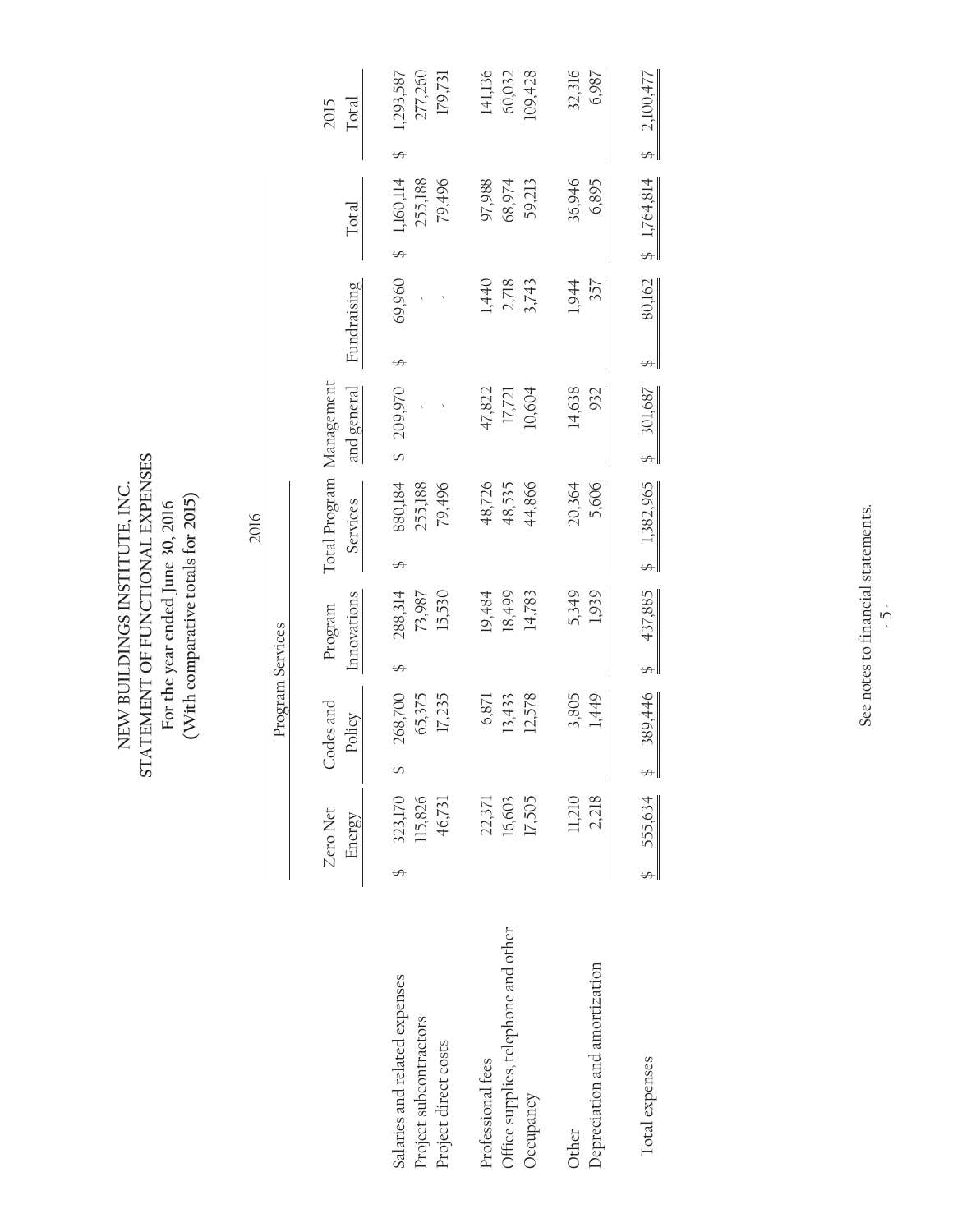# NEW BUILDINGS INSTITUTE, INC.
## STATEMENT OF FUNCTIONAL EXPENSES
### For the year ended June 30, 2016
### (With comparative totals for 2015)

| | 2016 | | | | | | | 2015 |
|---|---|---|---|---|---|---|---|---|
| | Program Services | | | | | | | |
| | Zero Net Energy | Codes and Policy | Program Innovations | Total Program Services | Management and general | Fundraising | Total | Total |
| Salaries and related expenses | $ 323,170 | $ 268,700 | $ 288,314 | $ 880,184 | $ 209,970 | $ 69,960 | $ 1,160,114 | $ 1,293,587 |
| Project subcontractors | 115,826 | 65,375 | 73,987 | 255,188 | - | - | 255,188 | 277,260 |
| Project direct costs | 46,731 | 17,235 | 15,530 | 79,496 | - | - | 79,496 | 179,731 |
| Professional fees | 22,371 | 6,871 | 19,484 | 48,726 | 47,822 | 1,440 | 97,988 | 141,136 |
| Office supplies, telephone and other | 16,603 | 13,433 | 18,499 | 48,535 | 17,721 | 2,718 | 68,974 | 60,032 |
| Occupancy | 17,505 | 12,578 | 14,783 | 44,866 | 10,604 | 3,743 | 59,213 | 109,428 |
| Other | 11,210 | 3,805 | 5,349 | 20,364 | 14,638 | 1,944 | 36,946 | 32,316 |
| Depreciation and amortization | 2,218 | 1,449 | 1,939 | 5,606 | 932 | 357 | 6,895 | 6,987 |
| Total expenses | $ 555,634 | $ 389,446 | $ 437,885 | $ 1,382,965 | $ 301,687 | $ 80,162 | $ 1,764,814 | $ 2,100,477 |

See notes to financial statements.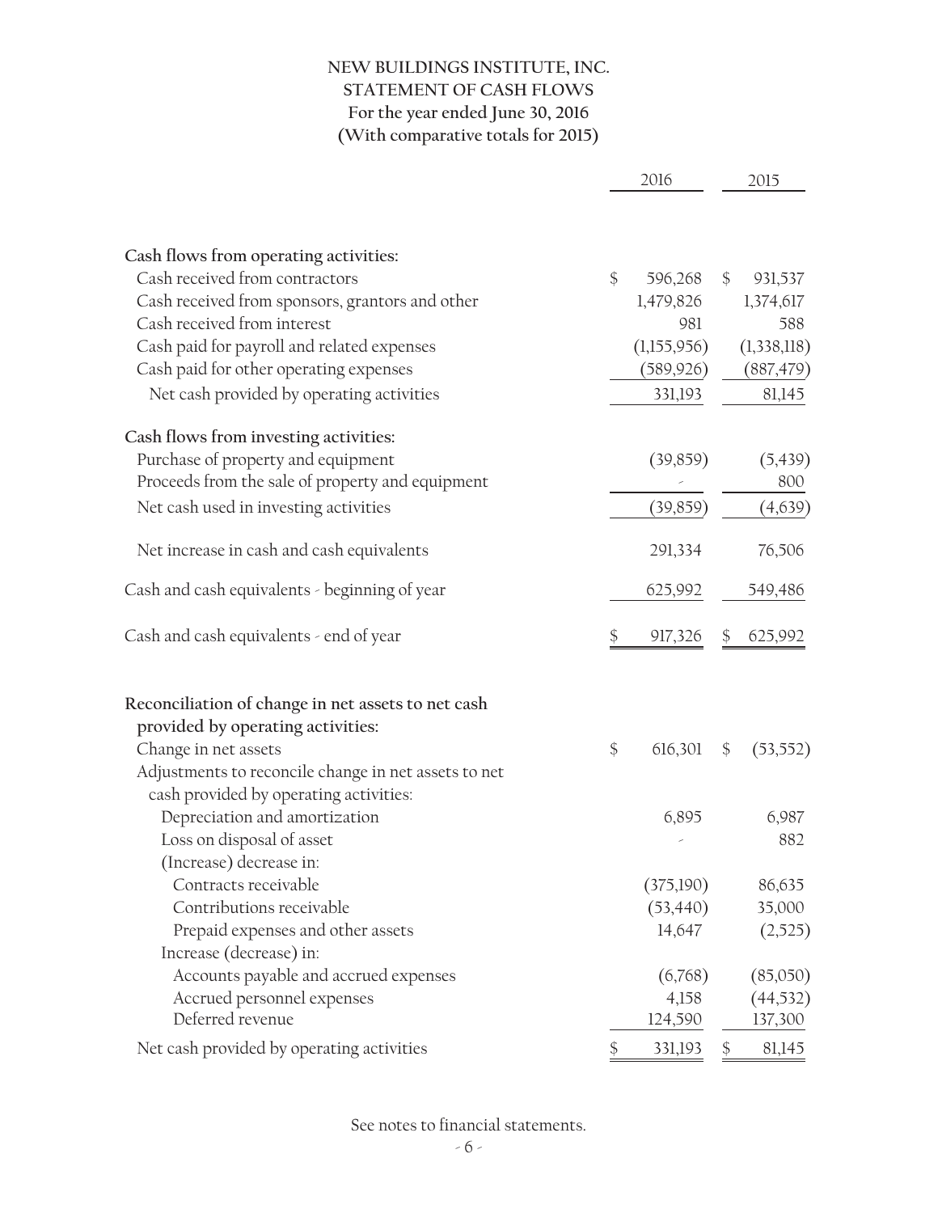# NEW BUILDINGS INSTITUTE, INC.
## STATEMENT OF CASH FLOWS
### For the year ended June 30, 2016
### (With comparative totals for 2015)

| | 2016 | 2015 |
|---|---|---|
| **Cash flows from operating activities:** | | |
| Cash received from contractors | $ 596,268 | $ 931,537 |
| Cash received from sponsors, grantors and other | 1,479,826 | 1,374,617 |
| Cash received from interest | 981 | 588 |
| Cash paid for payroll and related expenses | (1,155,956) | (1,338,118) |
| Cash paid for other operating expenses | (589,926) | (887,479) |
| Net cash provided by operating activities | 331,193 | 81,145 |
| **Cash flows from investing activities:** | | |
| Purchase of property and equipment | (39,859) | (5,439) |
| Proceeds from the sale of property and equipment | - | 800 |
| Net cash used in investing activities | (39,859) | (4,639) |
| Net increase in cash and cash equivalents | 291,334 | 76,506 |
| Cash and cash equivalents - beginning of year | 625,992 | 549,486 |
| Cash and cash equivalents - end of year | $ 917,326 | $ 625,992 |
| **Reconciliation of change in net assets to net cash provided by operating activities:** | | |
| Change in net assets | $ 616,301 | $ (53,552) |
| Adjustments to reconcile change in net assets to net cash provided by operating activities: | | |
| Depreciation and amortization | 6,895 | 6,987 |
| Loss on disposal of asset | - | 882 |
| (Increase) decrease in: | | |
| Contracts receivable | (375,190) | 86,635 |
| Contributions receivable | (53,440) | 35,000 |
| Prepaid expenses and other assets | 14,647 | (2,525) |
| Increase (decrease) in: | | |
| Accounts payable and accrued expenses | (6,768) | (85,050) |
| Accrued personnel expenses | 4,158 | (44,532) |
| Deferred revenue | 124,590 | 137,300 |
| Net cash provided by operating activities | $ 331,193 | $ 81,145 |

See notes to financial statements.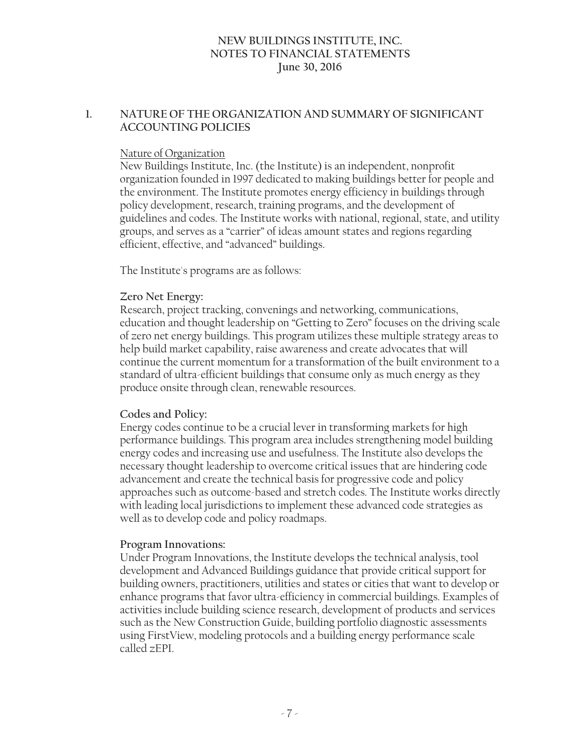# NEW BUILDINGS INSTITUTE, INC.
# NOTES TO FINANCIAL STATEMENTS
# June 30, 2016

## 1. NATURE OF THE ORGANIZATION AND SUMMARY OF SIGNIFICANT ACCOUNTING POLICIES

Nature of Organization

New Buildings Institute, Inc. (the Institute) is an independent, nonprofit organization founded in 1997 dedicated to making buildings better for people and the environment. The Institute promotes energy efficiency in buildings through policy development, research, training programs, and the development of guidelines and codes. The Institute works with national, regional, state, and utility groups, and serves as a "carrier" of ideas amount states and regions regarding efficient, effective, and "advanced" buildings.

The Institute's programs are as follows:

**Zero Net Energy:**
Research, project tracking, convenings and networking, communications, education and thought leadership on "Getting to Zero" focuses on the driving scale of zero net energy buildings. This program utilizes these multiple strategy areas to help build market capability, raise awareness and create advocates that will continue the current momentum for a transformation of the built environment to a standard of ultra-efficient buildings that consume only as much energy as they produce onsite through clean, renewable resources.

**Codes and Policy:**
Energy codes continue to be a crucial lever in transforming markets for high performance buildings. This program area includes strengthening model building energy codes and increasing use and usefulness. The Institute also develops the necessary thought leadership to overcome critical issues that are hindering code advancement and create the technical basis for progressive code and policy approaches such as outcome-based and stretch codes. The Institute works directly with leading local jurisdictions to implement these advanced code strategies as well as to develop code and policy roadmaps.

**Program Innovations:**
Under Program Innovations, the Institute develops the technical analysis, tool development and Advanced Buildings guidance that provide critical support for building owners, practitioners, utilities and states or cities that want to develop or enhance programs that favor ultra-efficiency in commercial buildings. Examples of activities include building science research, development of products and services such as the New Construction Guide, building portfolio diagnostic assessments using FirstView, modeling protocols and a building energy performance scale called zEPI.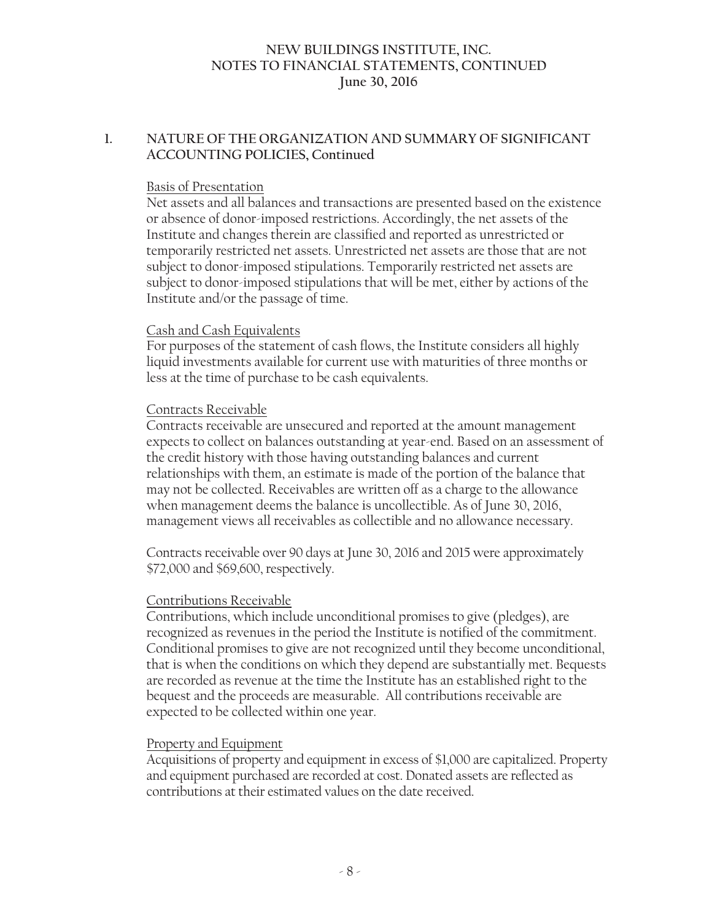## 1. NATURE OF THE ORGANIZATION AND SUMMARY OF SIGNIFICANT ACCOUNTING POLICIES, Continued

Basis of Presentation

Net assets and all balances and transactions are presented based on the existence or absence of donor-imposed restrictions. Accordingly, the net assets of the Institute and changes therein are classified and reported as unrestricted or temporarily restricted net assets. Unrestricted net assets are those that are not subject to donor-imposed stipulations. Temporarily restricted net assets are subject to donor-imposed stipulations that will be met, either by actions of the Institute and/or the passage of time.

Cash and Cash Equivalents

For purposes of the statement of cash flows, the Institute considers all highly liquid investments available for current use with maturities of three months or less at the time of purchase to be cash equivalents.

Contracts Receivable

Contracts receivable are unsecured and reported at the amount management expects to collect on balances outstanding at year-end. Based on an assessment of the credit history with those having outstanding balances and current relationships with them, an estimate is made of the portion of the balance that may not be collected. Receivables are written off as a charge to the allowance when management deems the balance is uncollectible. As of June 30, 2016, management views all receivables as collectible and no allowance necessary.

Contracts receivable over 90 days at June 30, 2016 and 2015 were approximately $72,000 and $69,600, respectively.

Contributions Receivable

Contributions, which include unconditional promises to give (pledges), are recognized as revenues in the period the Institute is notified of the commitment. Conditional promises to give are not recognized until they become unconditional, that is when the conditions on which they depend are substantially met. Bequests are recorded as revenue at the time the Institute has an established right to the bequest and the proceeds are measurable. All contributions receivable are expected to be collected within one year.

Property and Equipment

Acquisitions of property and equipment in excess of $1,000 are capitalized. Property and equipment purchased are recorded at cost. Donated assets are reflected as contributions at their estimated values on the date received.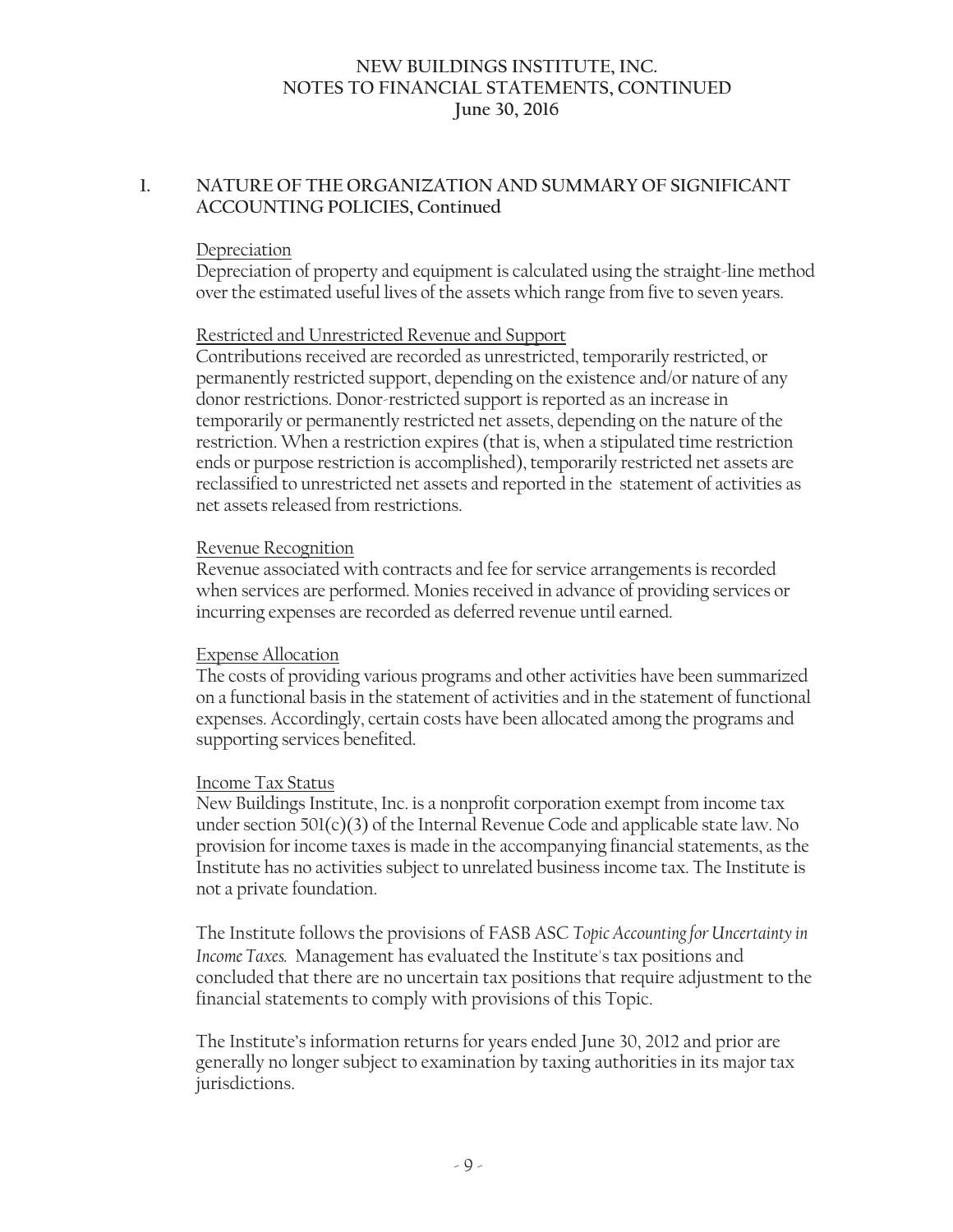## 1. NATURE OF THE ORGANIZATION AND SUMMARY OF SIGNIFICANT ACCOUNTING POLICIES, Continued

Depreciation

Depreciation of property and equipment is calculated using the straight-line method over the estimated useful lives of the assets which range from five to seven years.

Restricted and Unrestricted Revenue and Support

Contributions received are recorded as unrestricted, temporarily restricted, or permanently restricted support, depending on the existence and/or nature of any donor restrictions. Donor-restricted support is reported as an increase in temporarily or permanently restricted net assets, depending on the nature of the restriction. When a restriction expires (that is, when a stipulated time restriction ends or purpose restriction is accomplished), temporarily restricted net assets are reclassified to unrestricted net assets and reported in the statement of activities as net assets released from restrictions.

Revenue Recognition

Revenue associated with contracts and fee for service arrangements is recorded when services are performed. Monies received in advance of providing services or incurring expenses are recorded as deferred revenue until earned.

Expense Allocation

The costs of providing various programs and other activities have been summarized on a functional basis in the statement of activities and in the statement of functional expenses. Accordingly, certain costs have been allocated among the programs and supporting services benefited.

Income Tax Status

New Buildings Institute, Inc. is a nonprofit corporation exempt from income tax under section 501(c)(3) of the Internal Revenue Code and applicable state law. No provision for income taxes is made in the accompanying financial statements, as the Institute has no activities subject to unrelated business income tax. The Institute is not a private foundation.

The Institute follows the provisions of FASB ASC *Topic Accounting for Uncertainty in Income Taxes.* Management has evaluated the Institute's tax positions and concluded that there are no uncertain tax positions that require adjustment to the financial statements to comply with provisions of this Topic.

The Institute's information returns for years ended June 30, 2012 and prior are generally no longer subject to examination by taxing authorities in its major tax jurisdictions.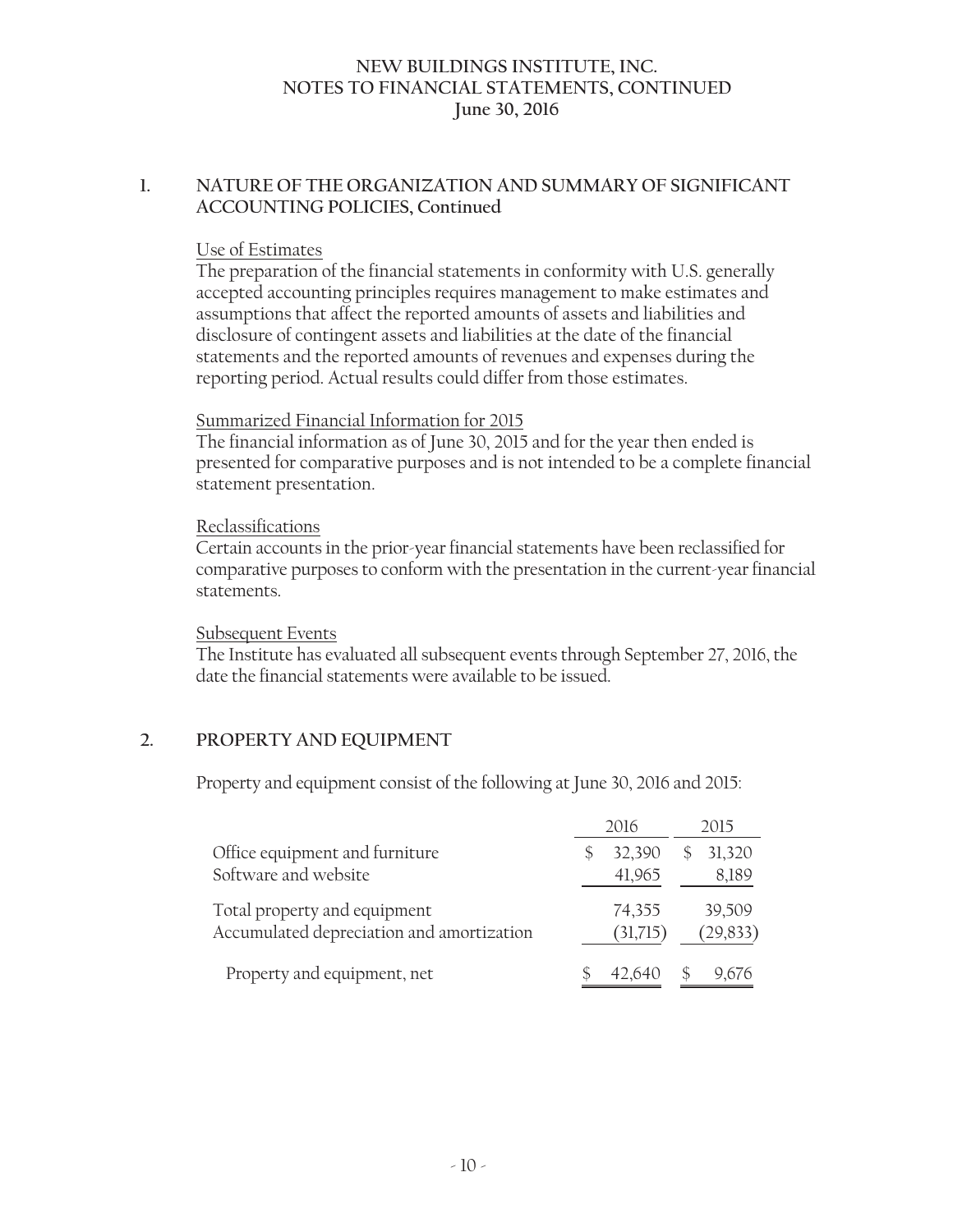## 1. NATURE OF THE ORGANIZATION AND SUMMARY OF SIGNIFICANT ACCOUNTING POLICIES, Continued

Use of Estimates

The preparation of the financial statements in conformity with U.S. generally accepted accounting principles requires management to make estimates and assumptions that affect the reported amounts of assets and liabilities and disclosure of contingent assets and liabilities at the date of the financial statements and the reported amounts of revenues and expenses during the reporting period. Actual results could differ from those estimates.

Summarized Financial Information for 2015

The financial information as of June 30, 2015 and for the year then ended is presented for comparative purposes and is not intended to be a complete financial statement presentation.

Reclassifications

Certain accounts in the prior-year financial statements have been reclassified for comparative purposes to conform with the presentation in the current-year financial statements.

Subsequent Events

The Institute has evaluated all subsequent events through September 27, 2016, the date the financial statements were available to be issued.

## 2. PROPERTY AND EQUIPMENT

Property and equipment consist of the following at June 30, 2016 and 2015:

| | 2016 | 2015 |
|---|---|---|
| Office equipment and furniture | $ 32,390 | $ 31,320 |
| Software and website | 41,965 | 8,189 |
| Total property and equipment | 74,355 | 39,509 |
| Accumulated depreciation and amortization | (31,715) | (29,833) |
| Property and equipment, net | $ 42,640 | $ 9,676 |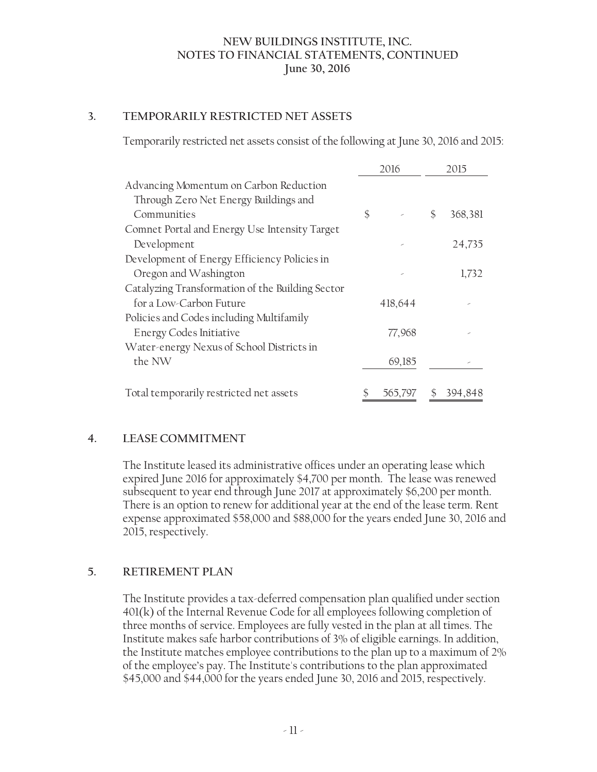NEW BUILDINGS INSTITUTE, INC.
NOTES TO FINANCIAL STATEMENTS, CONTINUED
June 30, 2016

## 3. TEMPORARILY RESTRICTED NET ASSETS

Temporarily restricted net assets consist of the following at June 30, 2016 and 2015:

| | 2016 | 2015 |
|---|---|---|
| Advancing Momentum on Carbon Reduction Through Zero Net Energy Buildings and Communities | $ - | $ 368,381 |
| Comnet Portal and Energy Use Intensity Target Development | - | 24,735 |
| Development of Energy Efficiency Policies in Oregon and Washington | - | 1,732 |
| Catalyzing Transformation of the Building Sector for a Low-Carbon Future | 418,644 | - |
| Policies and Codes including Multifamily Energy Codes Initiative | 77,968 | - |
| Water-energy Nexus of School Districts in the NW | 69,185 | - |
| Total temporarily restricted net assets | $ 565,797 | $ 394,848 |

## 4. LEASE COMMITMENT

The Institute leased its administrative offices under an operating lease which expired June 2016 for approximately $4,700 per month. The lease was renewed subsequent to year end through June 2017 at approximately $6,200 per month. There is an option to renew for additional year at the end of the lease term. Rent expense approximated $58,000 and $88,000 for the years ended June 30, 2016 and 2015, respectively.

## 5. RETIREMENT PLAN

The Institute provides a tax-deferred compensation plan qualified under section 401(k) of the Internal Revenue Code for all employees following completion of three months of service. Employees are fully vested in the plan at all times. The Institute makes safe harbor contributions of 3% of eligible earnings. In addition, the Institute matches employee contributions to the plan up to a maximum of 2% of the employee's pay. The Institute's contributions to the plan approximated $45,000 and $44,000 for the years ended June 30, 2016 and 2015, respectively.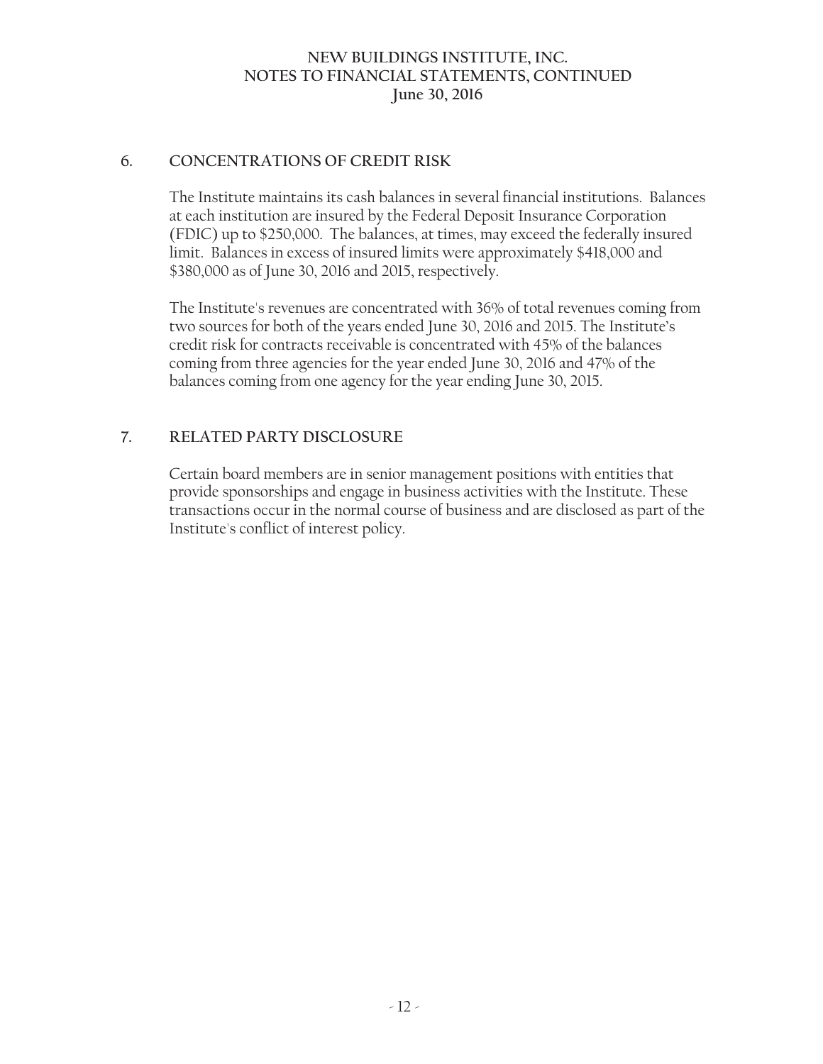## 6. CONCENTRATIONS OF CREDIT RISK

The Institute maintains its cash balances in several financial institutions. Balances at each institution are insured by the Federal Deposit Insurance Corporation (FDIC) up to $250,000. The balances, at times, may exceed the federally insured limit. Balances in excess of insured limits were approximately $418,000 and $380,000 as of June 30, 2016 and 2015, respectively.

The Institute's revenues are concentrated with 36% of total revenues coming from two sources for both of the years ended June 30, 2016 and 2015. The Institute's credit risk for contracts receivable is concentrated with 45% of the balances coming from three agencies for the year ended June 30, 2016 and 47% of the balances coming from one agency for the year ending June 30, 2015.

## 7. RELATED PARTY DISCLOSURE

Certain board members are in senior management positions with entities that provide sponsorships and engage in business activities with the Institute. These transactions occur in the normal course of business and are disclosed as part of the Institute's conflict of interest policy.